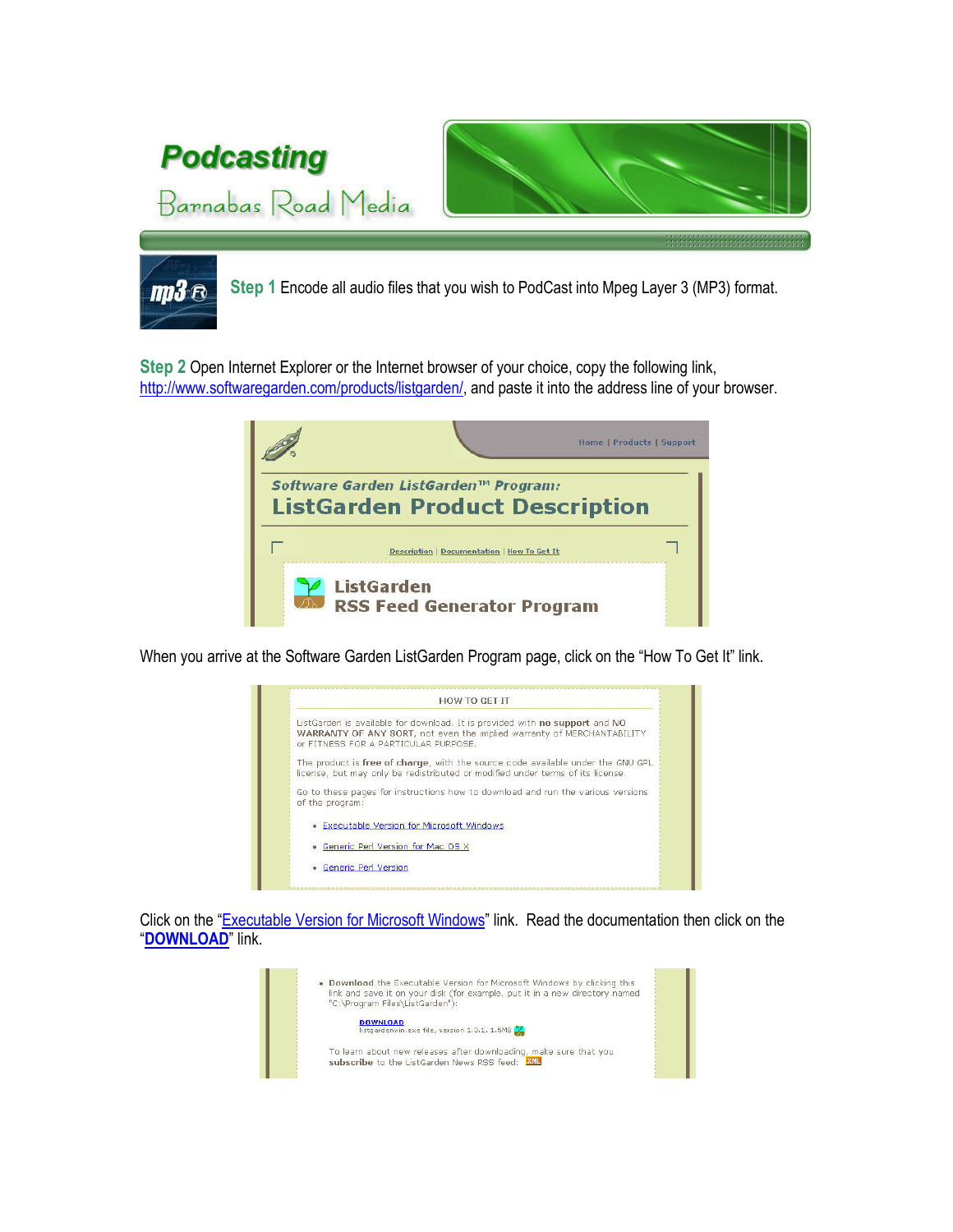# Podcasting

Barnabas Road Media

**Step 1** Encode all audio files that you wish to PodCast into Mpeg Layer 3 (MP3) format.

**Step 2** Open Internet Explorer or the Internet browser of your choice, copy the following link, http://www.softwaregarden.com/products/listgarden/, and paste it into the address line of your browser.

When you arrive at the Software Garden ListGarden Program page, click on the "How To Get It" link.

Click on the "Executable Version for Microsoft Windows" link. Read the documentation then click on the "**DOWNLOAD**" link.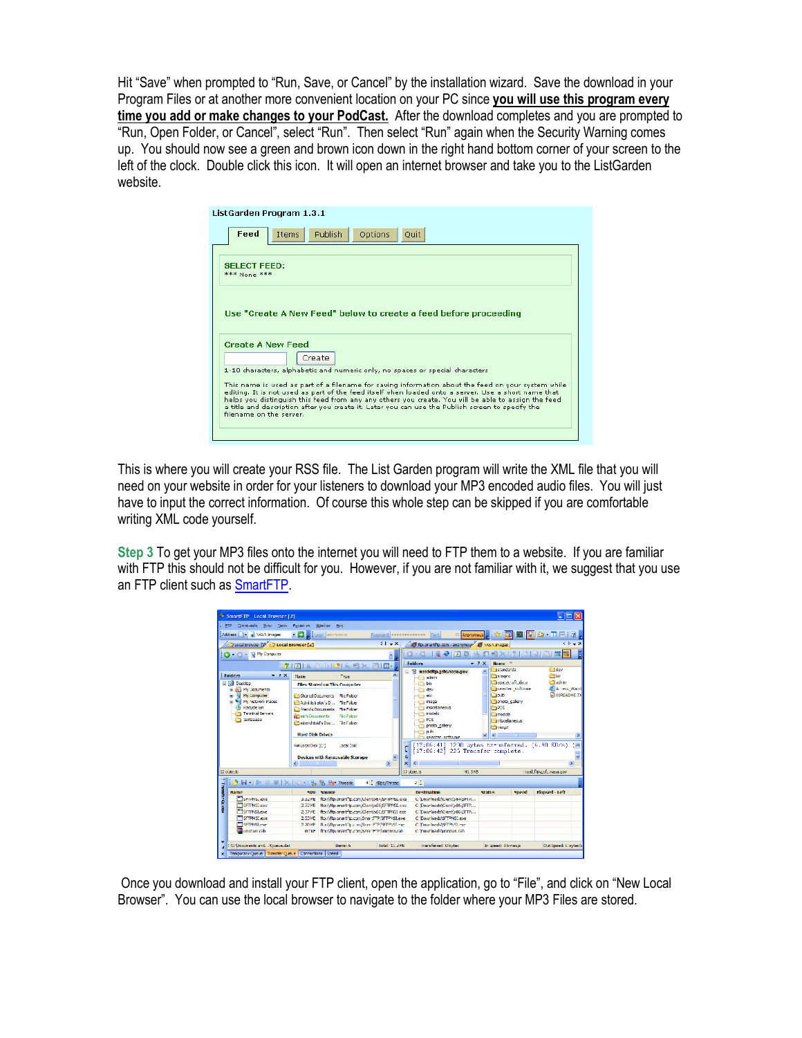Hit "Save" when prompted to "Run, Save, or Cancel" by the installation wizard. Save the download in your Program Files or at another more convenient location on your PC since **you will use this program every time you add or make changes to your PodCast.** After the download completes and you are prompted to "Run, Open Folder, or Cancel", select "Run". Then select "Run" again when the Security Warning comes up. You should now see a green and brown icon down in the right hand bottom corner of your screen to the left of the clock. Double click this icon. It will open an internet browser and take you to the ListGarden website.

This is where you will create your RSS file. The List Garden program will write the XML file that you will need on your website in order for your listeners to download your MP3 encoded audio files. You will just have to input the correct information. Of course this whole step can be skipped if you are comfortable writing XML code yourself.

**Step 3** To get your MP3 files onto the internet you will need to FTP them to a website. If you are familiar with FTP this should not be difficult for you. However, if you are not familiar with it, we suggest that you use an FTP client such as SmartFTP.

Once you download and install your FTP client, open the application, go to "File", and click on "New Local Browser". You can use the local browser to navigate to the folder where your MP3 Files are stored.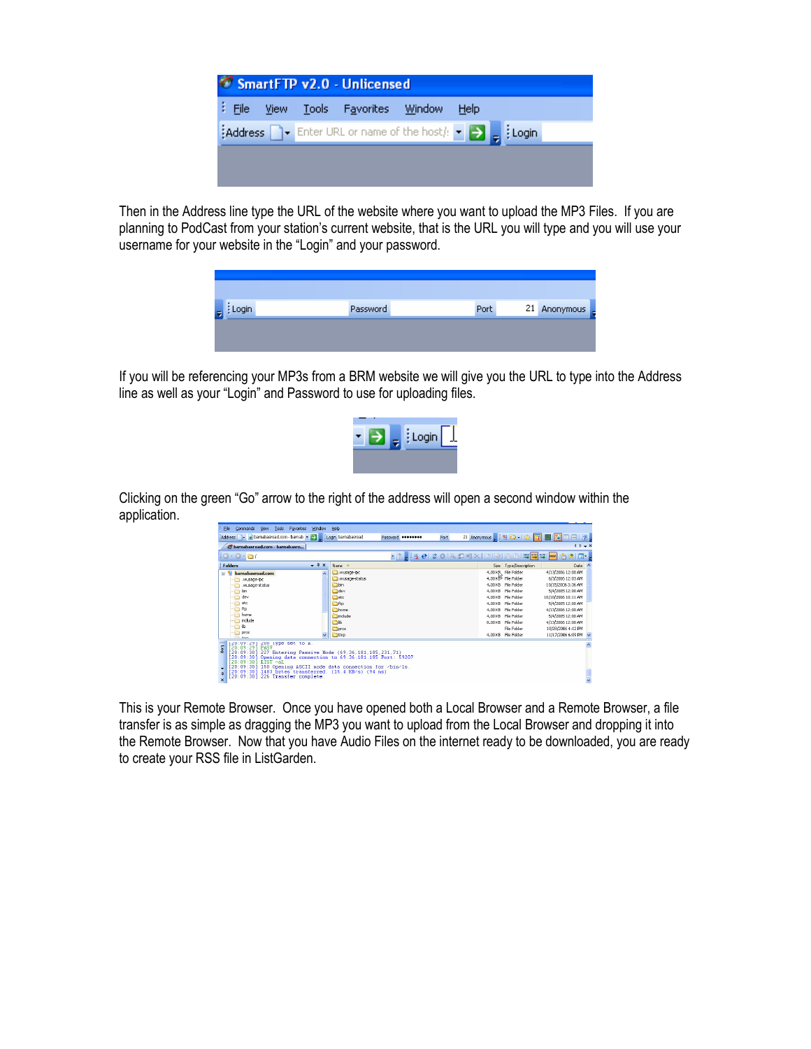Then in the Address line type the URL of the website where you want to upload the MP3 Files. If you are planning to PodCast from your station's current website, that is the URL you will type and you will use your username for your website in the "Login" and your password.

If you will be referencing your MP3s from a BRM website we will give you the URL to type into the Address line as well as your "Login" and Password to use for uploading files.

Clicking on the green "Go" arrow to the right of the address will open a second window within the application.

This is your Remote Browser. Once you have opened both a Local Browser and a Remote Browser, a file transfer is as simple as dragging the MP3 you want to upload from the Local Browser and dropping it into the Remote Browser. Now that you have Audio Files on the internet ready to be downloaded, you are ready to create your RSS file in ListGarden.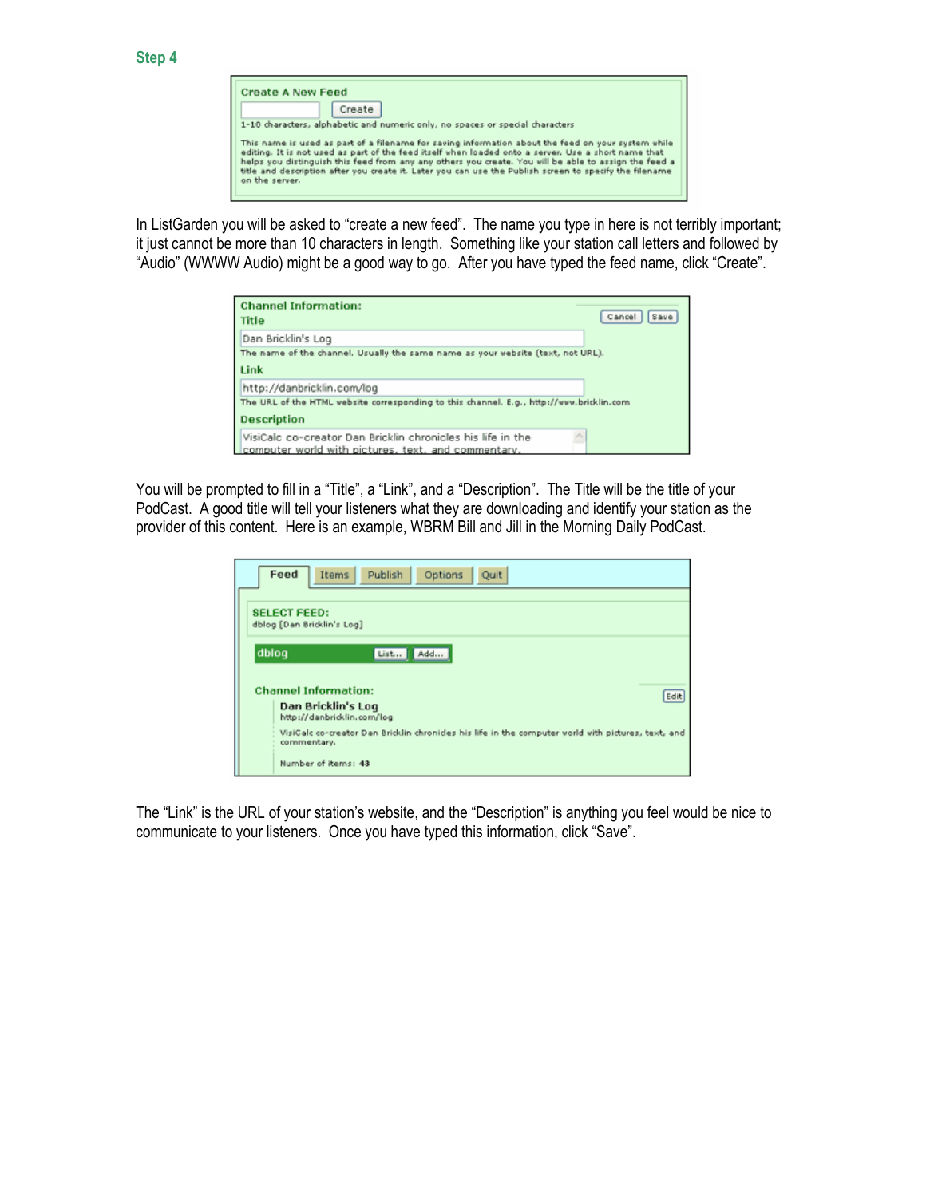## Step 4

Create A New Feed

Create

1-10 characters, alphabetic and numeric only, no spaces or special characters

This name is used as part of a filename for saving information about the feed on your system while editing. It is not used as part of the feed itself when loaded onto a server. Use a short name that helps you distinguish this feed from any any others you create. You will be able to assign the feed a title and description after you create it. Later you can use the Publish screen to specify the filename on the server.

In ListGarden you will be asked to “create a new feed”. The name you type in here is not terribly important; it just cannot be more than 10 characters in length. Something like your station call letters and followed by “Audio” (WWWW Audio) might be a good way to go. After you have typed the feed name, click “Create”.

Channel Information:

Cancel Save

Title

Dan Bricklin's Log

The name of the channel. Usually the same name as your website (text, not URL).

Link

http://danbricklin.com/log

The URL of the HTML website corresponding to this channel. E.g., http://www.bricklin.com

Description

VisiCalc co-creator Dan Bricklin chronicles his life in the computer world with pictures, text, and commentary.

You will be prompted to fill in a “Title”, a “Link”, and a “Description”. The Title will be the title of your PodCast. A good title will tell your listeners what they are downloading and identify your station as the provider of this content. Here is an example, WBRM Bill and Jill in the Morning Daily PodCast.

Feed Items Publish Options Quit

SELECT FEED:
dblog [Dan Bricklin's Log]

dblog List... Add...

Channel Information: Edit

Dan Bricklin's Log
http://danbricklin.com/log

VisiCalc co-creator Dan Bricklin chronicles his life in the computer world with pictures, text, and commentary.

Number of items: 43

The “Link” is the URL of your station’s website, and the “Description” is anything you feel would be nice to communicate to your listeners. Once you have typed this information, click “Save”.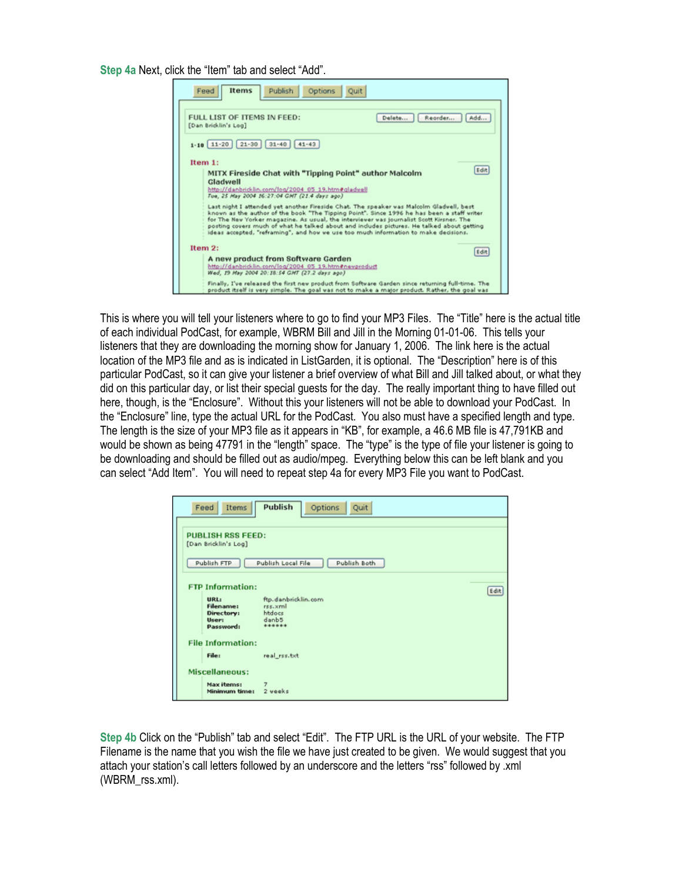**Step 4a** Next, click the “Item” tab and select “Add”.

This is where you will tell your listeners where to go to find your MP3 Files. The “Title” here is the actual title of each individual PodCast, for example, WBRM Bill and Jill in the Morning 01-01-06. This tells your listeners that they are downloading the morning show for January 1, 2006. The link here is the actual location of the MP3 file and as is indicated in ListGarden, it is optional. The “Description” here is of this particular PodCast, so it can give your listener a brief overview of what Bill and Jill talked about, or what they did on this particular day, or list their special guests for the day. The really important thing to have filled out here, though, is the “Enclosure”. Without this your listeners will not be able to download your PodCast. In the “Enclosure” line, type the actual URL for the PodCast. You also must have a specified length and type. The length is the size of your MP3 file as it appears in “KB”, for example, a 46.6 MB file is 47,791KB and would be shown as being 47791 in the “length” space. The “type” is the type of file your listener is going to be downloading and should be filled out as audio/mpeg. Everything below this can be left blank and you can select “Add Item”. You will need to repeat step 4a for every MP3 File you want to PodCast.

**Step 4b** Click on the “Publish” tab and select “Edit”. The FTP URL is the URL of your website. The FTP Filename is the name that you wish the file we have just created to be given. We would suggest that you attach your station’s call letters followed by an underscore and the letters “rss” followed by .xml (WBRM_rss.xml).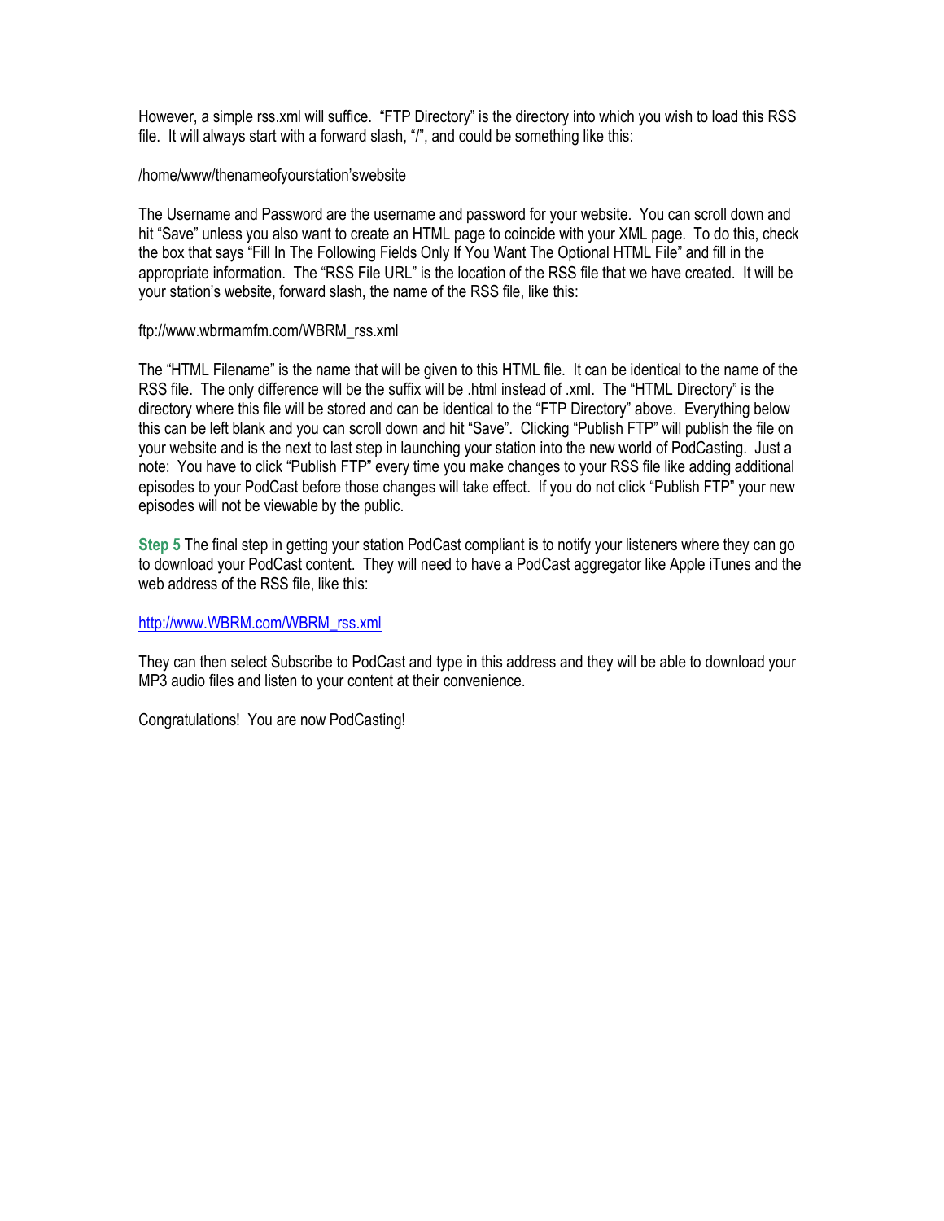However, a simple rss.xml will suffice. "FTP Directory" is the directory into which you wish to load this RSS file. It will always start with a forward slash, "/", and could be something like this:

/home/www/thenameofyourstation'swebsite

The Username and Password are the username and password for your website. You can scroll down and hit "Save" unless you also want to create an HTML page to coincide with your XML page. To do this, check the box that says "Fill In The Following Fields Only If You Want The Optional HTML File" and fill in the appropriate information. The "RSS File URL" is the location of the RSS file that we have created. It will be your station's website, forward slash, the name of the RSS file, like this:

ftp://www.wbrmamfm.com/WBRM_rss.xml

The "HTML Filename" is the name that will be given to this HTML file. It can be identical to the name of the RSS file. The only difference will be the suffix will be .html instead of .xml. The "HTML Directory" is the directory where this file will be stored and can be identical to the "FTP Directory" above. Everything below this can be left blank and you can scroll down and hit "Save". Clicking "Publish FTP" will publish the file on your website and is the next to last step in launching your station into the new world of PodCasting. Just a note: You have to click "Publish FTP" every time you make changes to your RSS file like adding additional episodes to your PodCast before those changes will take effect. If you do not click "Publish FTP" your new episodes will not be viewable by the public.

**Step 5** The final step in getting your station PodCast compliant is to notify your listeners where they can go to download your PodCast content. They will need to have a PodCast aggregator like Apple iTunes and the web address of the RSS file, like this:

http://www.WBRM.com/WBRM_rss.xml

They can then select Subscribe to PodCast and type in this address and they will be able to download your MP3 audio files and listen to your content at their convenience.

Congratulations! You are now PodCasting!